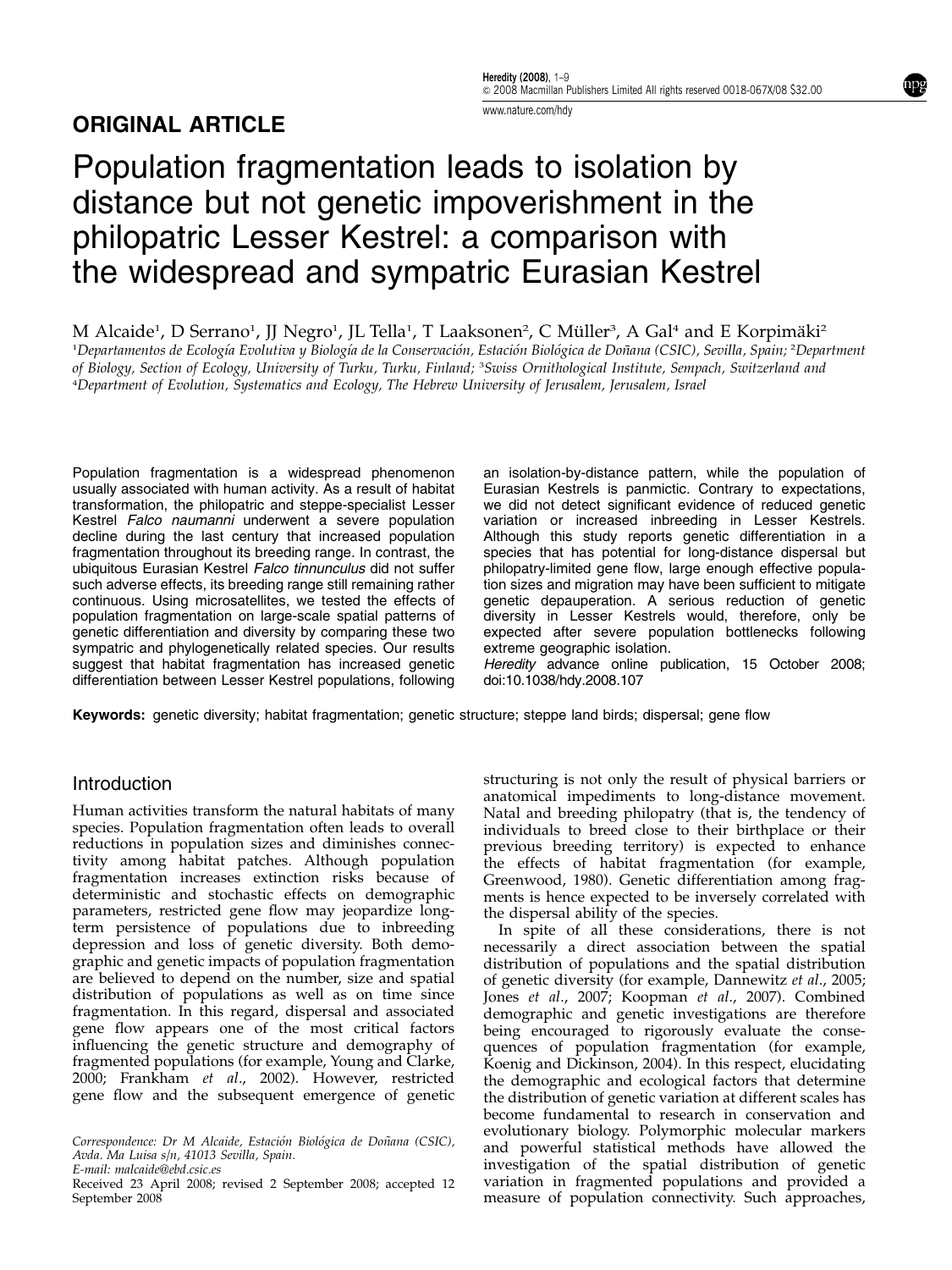## ORIGINAL ARTICLE

# Population fragmentation leads to isolation by distance but not genetic impoverishment in the philopatric Lesser Kestrel: a comparison with the widespread and sympatric Eurasian Kestrel

M Alcaide[1], D Serrano[1], JJ Negro[1], JL Tella[1], T Laaksonen[2], C Müller[3], A Gal[4] and E Korpimäki[2]

[1]Departamentos de Ecología Evolutiva y Biología de la Conservación, Estación Biológica de Doñana (CSIC), Sevilla, Spain; [2]Department of Biology, Section of Ecology, University of Turku, Turku, Finland; [3]Swiss Ornithological Institute, Sempach, Switzerland and [4]Department of Evolution, Systematics and Ecology, The Hebrew University of Jerusalem, Jerusalem, Israel

Population fragmentation is a widespread phenomenon usually associated with human activity. As a result of habitat transformation, the philopatric and steppe-specialist Lesser Kestrel *Falco naumanni* underwent a severe population decline during the last century that increased population fragmentation throughout its breeding range. In contrast, the ubiquitous Eurasian Kestrel *Falco tinnunculus* did not suffer such adverse effects, its breeding range still remaining rather continuous. Using microsatellites, we tested the effects of population fragmentation on large-scale spatial patterns of genetic differentiation and diversity by comparing these two sympatric and phylogenetically related species. Our results suggest that habitat fragmentation has increased genetic differentiation between Lesser Kestrel populations, following an isolation-by-distance pattern, while the population of Eurasian Kestrels is panmictic. Contrary to expectations, we did not detect significant evidence of reduced genetic variation or increased inbreeding in Lesser Kestrels. Although this study reports genetic differentiation in a species that has potential for long-distance dispersal but philopatry-limited gene flow, large enough effective population sizes and migration may have been sufficient to mitigate genetic depauperation. A serious reduction of genetic diversity in Lesser Kestrels would, therefore, only be expected after severe population bottlenecks following extreme geographic isolation.

*Heredity* advance online publication, 15 October 2008; doi:10.1038/hdy.2008.107

**Keywords:** genetic diversity; habitat fragmentation; genetic structure; steppe land birds; dispersal; gene flow

## Introduction

Human activities transform the natural habitats of many species. Population fragmentation often leads to overall reductions in population sizes and diminishes connectivity among habitat patches. Although population fragmentation increases extinction risks because of deterministic and stochastic effects on demographic parameters, restricted gene flow may jeopardize long-term persistence of populations due to inbreeding depression and loss of genetic diversity. Both demographic and genetic impacts of population fragmentation are believed to depend on the number, size and spatial distribution of populations as well as on time since fragmentation. In this regard, dispersal and associated gene flow appears one of the most critical factors influencing the genetic structure and demography of fragmented populations (for example, Young and Clarke, 2000; Frankham *et al*., 2002). However, restricted gene flow and the subsequent emergence of genetic structuring is not only the result of physical barriers or anatomical impediments to long-distance movement. Natal and breeding philopatry (that is, the tendency of individuals to breed close to their birthplace or their previous breeding territory) is expected to enhance the effects of habitat fragmentation (for example, Greenwood, 1980). Genetic differentiation among fragments is hence expected to be inversely correlated with the dispersal ability of the species.

In spite of all these considerations, there is not necessarily a direct association between the spatial distribution of populations and the spatial distribution of genetic diversity (for example, Dannewitz *et al*., 2005; Jones *et al*., 2007; Koopman *et al*., 2007). Combined demographic and genetic investigations are therefore being encouraged to rigorously evaluate the consequences of population fragmentation (for example, Koenig and Dickinson, 2004). In this respect, elucidating the demographic and ecological factors that determine the distribution of genetic variation at different scales has become fundamental to research in conservation and evolutionary biology. Polymorphic molecular markers and powerful statistical methods have allowed the investigation of the spatial distribution of genetic variation in fragmented populations and provided a measure of population connectivity. Such approaches,

Correspondence: Dr M Alcaide, Estación Biológica de Doñana (CSIC), Avda. Ma Luisa s/n, 41013 Sevilla, Spain.
E-mail: malcaide@ebd.csic.es

Received 23 April 2008; revised 2 September 2008; accepted 12 September 2008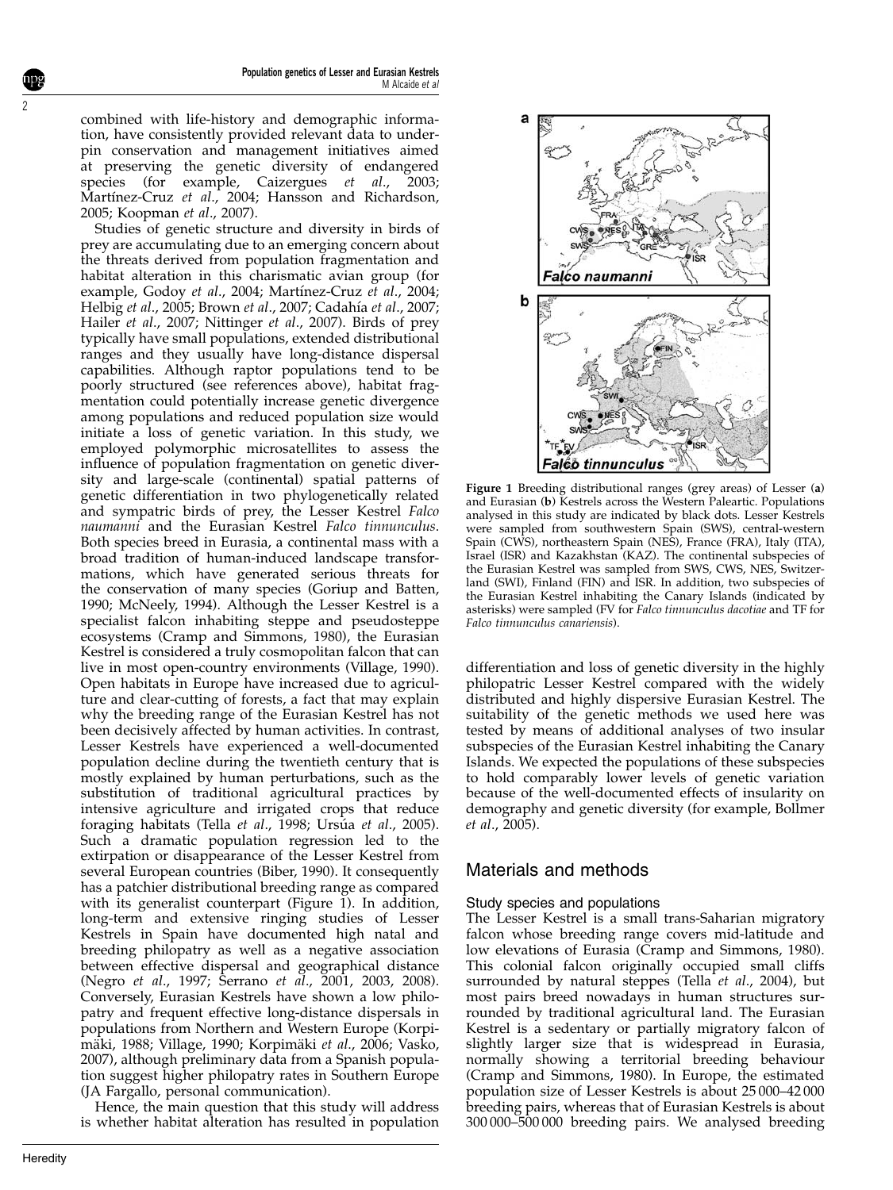combined with life-history and demographic information, have consistently provided relevant data to underpin conservation and management initiatives aimed at preserving the genetic diversity of endangered species (for example, Caizergues *et al*., 2003; Martínez-Cruz *et al*., 2004; Hansson and Richardson, 2005; Koopman *et al*., 2007).

Studies of genetic structure and diversity in birds of prey are accumulating due to an emerging concern about the threats derived from population fragmentation and habitat alteration in this charismatic avian group (for example, Godoy *et al*., 2004; Martínez-Cruz *et al*., 2004; Helbig *et al*., 2005; Brown *et al*., 2007; Cadahía *et al*., 2007; Hailer *et al*., 2007; Nittinger *et al*., 2007). Birds of prey typically have small populations, extended distributional ranges and they usually have long-distance dispersal capabilities. Although raptor populations tend to be poorly structured (see references above), habitat fragmentation could potentially increase genetic divergence among populations and reduced population size would initiate a loss of genetic variation. In this study, we employed polymorphic microsatellites to assess the influence of population fragmentation on genetic diversity and large-scale (continental) spatial patterns of genetic differentiation in two phylogenetically related and sympatric birds of prey, the Lesser Kestrel *Falco naumanni* and the Eurasian Kestrel *Falco tinnunculus*. Both species breed in Eurasia, a continental mass with a broad tradition of human-induced landscape transformations, which have generated serious threats for the conservation of many species (Goriup and Batten, 1990; McNeely, 1994). Although the Lesser Kestrel is a specialist falcon inhabiting steppe and pseudosteppe ecosystems (Cramp and Simmons, 1980), the Eurasian Kestrel is considered a truly cosmopolitan falcon that can live in most open-country environments (Village, 1990). Open habitats in Europe have increased due to agriculture and clear-cutting of forests, a fact that may explain why the breeding range of the Eurasian Kestrel has not been decisively affected by human activities. In contrast, Lesser Kestrels have experienced a well-documented population decline during the twentieth century that is mostly explained by human perturbations, such as the substitution of traditional agricultural practices by intensive agriculture and irrigated crops that reduce foraging habitats (Tella *et al*., 1998; Ursúa *et al*., 2005). Such a dramatic population regression led to the extirpation or disappearance of the Lesser Kestrel from several European countries (Biber, 1990). It consequently has a patchier distributional breeding range as compared with its generalist counterpart (Figure 1). In addition, long-term and extensive ringing studies of Lesser Kestrels in Spain have documented high natal and breeding philopatry as well as a negative association between effective dispersal and geographical distance (Negro *et al*., 1997; Serrano *et al*., 2001, 2003, 2008). Conversely, Eurasian Kestrels have shown a low philopatry and frequent effective long-distance dispersals in populations from Northern and Western Europe (Korpimäki, 1988; Village, 1990; Korpimäki *et al*., 2006; Vasko, 2007), although preliminary data from a Spanish population suggest higher philopatry rates in Southern Europe (JA Fargallo, personal communication).

Hence, the main question that this study will address is whether habitat alteration has resulted in population differentiation and loss of genetic diversity in the highly philopatric Lesser Kestrel compared with the widely distributed and highly dispersive Eurasian Kestrel. The suitability of the genetic methods we used here was tested by means of additional analyses of two insular subspecies of the Eurasian Kestrel inhabiting the Canary Islands. We expected the populations of these subspecies to hold comparably lower levels of genetic variation because of the well-documented effects of insularity on demography and genetic diversity (for example, Bollmer *et al*., 2005).

**Figure 1** Breeding distributional ranges (grey areas) of Lesser (**a**) and Eurasian (**b**) Kestrels across the Western Paleartic. Populations analysed in this study are indicated by black dots. Lesser Kestrels were sampled from southwestern Spain (SWS), central-western Spain (CWS), northeastern Spain (NES), France (FRA), Italy (ITA), Israel (ISR) and Kazakhstan (KAZ). The continental subspecies of the Eurasian Kestrel was sampled from SWS, CWS, NES, Switzerland (SWI), Finland (FIN) and ISR. In addition, two subspecies of the Eurasian Kestrel inhabiting the Canary Islands (indicated by asterisks) were sampled (FV for *Falco tinnunculus dacotiae* and TF for *Falco tinnunculus canariensis*).

## Materials and methods

### Study species and populations

The Lesser Kestrel is a small trans-Saharian migratory falcon whose breeding range covers mid-latitude and low elevations of Eurasia (Cramp and Simmons, 1980). This colonial falcon originally occupied small cliffs surrounded by natural steppes (Tella *et al*., 2004), but most pairs breed nowadays in human structures surrounded by traditional agricultural land. The Eurasian Kestrel is a sedentary or partially migratory falcon of slightly larger size that is widespread in Eurasia, normally showing a territorial breeding behaviour (Cramp and Simmons, 1980). In Europe, the estimated population size of Lesser Kestrels is about 25 000–42 000 breeding pairs, whereas that of Eurasian Kestrels is about 300 000–500 000 breeding pairs. We analysed breeding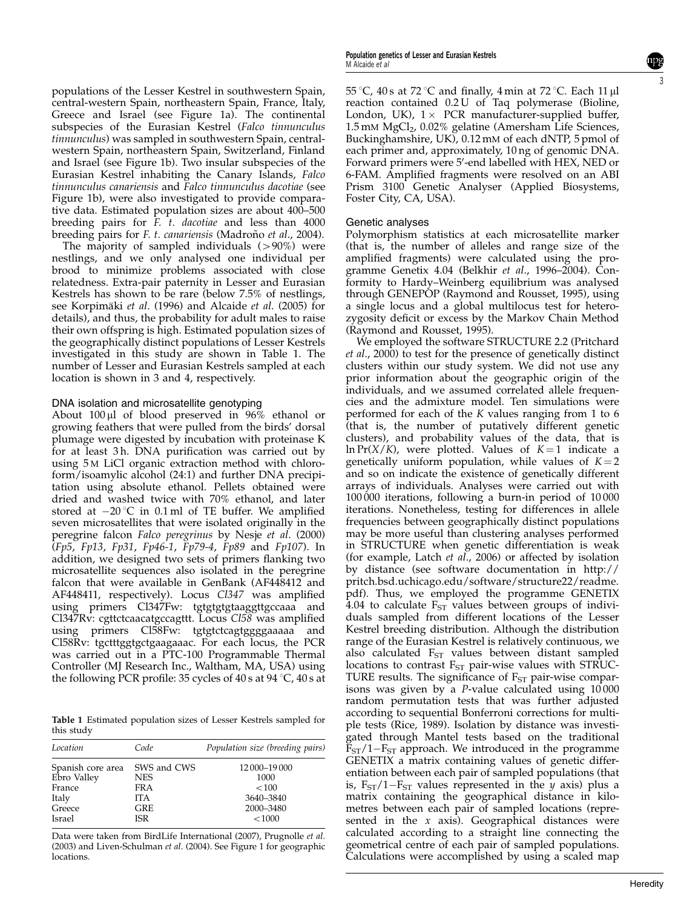populations of the Lesser Kestrel in southwestern Spain, central-western Spain, northeastern Spain, France, Italy, Greece and Israel (see Figure 1a). The continental subspecies of the Eurasian Kestrel (*Falco tinnunculus tinnunculus*) was sampled in southwestern Spain, central-western Spain, northeastern Spain, Switzerland, Finland and Israel (see Figure 1b). Two insular subspecies of the Eurasian Kestrel inhabiting the Canary Islands, *Falco tinnunculus canariensis* and *Falco tinnunculus dacotiae* (see Figure 1b), were also investigated to provide comparative data. Estimated population sizes are about 400–500 breeding pairs for *F. t. dacotiae* and less than 4000 breeding pairs for *F. t. canariensis* (Madroño *et al*., 2004).

The majority of sampled individuals (>90%) were nestlings, and we only analysed one individual per brood to minimize problems associated with close relatedness. Extra-pair paternity in Lesser and Eurasian Kestrels has shown to be rare (below 7.5% of nestlings, see Korpimäki *et al*. (1996) and Alcaide *et al*. (2005) for details), and thus, the probability for adult males to raise their own offspring is high. Estimated population sizes of the geographically distinct populations of Lesser Kestrels investigated in this study are shown in Table 1. The number of Lesser and Eurasian Kestrels sampled at each location is shown in 3 and 4, respectively.

### DNA isolation and microsatellite genotyping

About 100 µl of blood preserved in 96% ethanol or growing feathers that were pulled from the birds' dorsal plumage were digested by incubation with proteinase K for at least 3 h. DNA purification was carried out by using 5 M LiCl organic extraction method with chloroform/isoamylic alcohol (24:1) and further DNA precipitation using absolute ethanol. Pellets obtained were dried and washed twice with 70% ethanol, and later stored at −20 °C in 0.1 ml of TE buffer. We amplified seven microsatellites that were isolated originally in the peregrine falcon *Falco peregrinus* by Nesje *et al*. (2000) (*Fp5*, *Fp13*, *Fp31*, *Fp46-1*, *Fp79-4*, *Fp89* and *Fp107*). In addition, we designed two sets of primers flanking two microsatellite sequences also isolated in the peregrine falcon that were available in GenBank (AF448412 and AF448411, respectively). Locus *Cl347* was amplified using primers Cl347Fw: tgtgtgtgtaaggttgccaaa and Cl347Rv: cgttctcaacatgccagttt. Locus *Cl58* was amplified using primers Cl58Fw: tgtgtctcagtggggaaaaa and Cl58Rv: tgctttggtgctgaagaaac. For each locus, the PCR was carried out in a PTC-100 Programmable Thermal Controller (MJ Research Inc., Waltham, MA, USA) using the following PCR profile: 35 cycles of 40 s at 94 °C, 40 s at 55 °C, 40 s at 72 °C and finally, 4 min at 72 °C. Each 11 µl reaction contained 0.2 U of Taq polymerase (Bioline, London, UK), 1× PCR manufacturer-supplied buffer, 1.5 mM $MgCl_2$, 0.02% gelatine (Amersham Life Sciences, Buckinghamshire, UK), 0.12 mM of each dNTP, 5 pmol of each primer and, approximately, 10 ng of genomic DNA. Forward primers were 5′-end labelled with HEX, NED or 6-FAM. Amplified fragments were resolved on an ABI Prism 3100 Genetic Analyser (Applied Biosystems, Foster City, CA, USA).

**Table 1** Estimated population sizes of Lesser Kestrels sampled for this study

| *Location* | *Code* | *Population size (breeding pairs)* |
|---|---|---|
| Spanish core area | SWS and CWS | 12 000–19 000 |
| Ebro Valley | NES | 1000 |
| France | FRA | <100 |
| Italy | ITA | 3640–3840 |
| Greece | GRE | 2000–3480 |
| Israel | ISR | <1000 |

Data were taken from BirdLife International (2007), Prugnolle *et al*. (2003) and Liven-Schulman *et al*. (2004). See Figure 1 for geographic locations.

### Genetic analyses

Polymorphism statistics at each microsatellite marker (that is, the number of alleles and range size of the amplified fragments) were calculated using the programme Genetix 4.04 (Belkhir *et al*., 1996–2004). Conformity to Hardy–Weinberg equilibrium was analysed through GENEPOP (Raymond and Rousset, 1995), using a single locus and a global multilocus test for heterozygosity deficit or excess by the Markov Chain Method (Raymond and Rousset, 1995).

We employed the software STRUCTURE 2.2 (Pritchard *et al*., 2000) to test for the presence of genetically distinct clusters within our study system. We did not use any prior information about the geographic origin of the individuals, and we assumed correlated allele frequencies and the admixture model. Ten simulations were performed for each of the *K* values ranging from 1 to 6 (that is, the number of putatively different genetic clusters), and probability values of the data, that is $\ln \Pr(X/K)$, were plotted. Values of $K = 1$ indicate a genetically uniform population, while values of $K = 2$ and so on indicate the existence of genetically different arrays of individuals. Analyses were carried out with 100 000 iterations, following a burn-in period of 10 000 iterations. Nonetheless, testing for differences in allele frequencies between geographically distinct populations may be more useful than clustering analyses performed in STRUCTURE when genetic differentiation is weak (for example, Latch *et al*., 2006) or affected by isolation by distance (see software documentation in http://pritch.bsd.uchicago.edu/software/structure22/readme.pdf). Thus, we employed the programme GENETIX 4.04 to calculate $F_{ST}$ values between groups of individuals sampled from different locations of the Lesser Kestrel breeding distribution. Although the distribution range of the Eurasian Kestrel is relatively continuous, we also calculated $F_{ST}$ values between distant sampled locations to contrast $F_{ST}$ pair-wise values with STRUCTURE results. The significance of $F_{ST}$ pair-wise comparisons was given by a *P*-value calculated using 10 000 random permutation tests that was further adjusted according to sequential Bonferroni corrections for multiple tests (Rice, 1989). Isolation by distance was investigated through Mantel tests based on the traditional $F_{ST}/1-F_{ST}$ approach. We introduced in the programme GENETIX a matrix containing values of genetic differentiation between each pair of sampled populations (that is, $F_{ST}/1-F_{ST}$ values represented in the *y* axis) plus a matrix containing the geographical distance in kilometres between each pair of sampled locations (represented in the *x* axis). Geographical distances were calculated according to a straight line connecting the geometrical centre of each pair of sampled populations. Calculations were accomplished by using a scaled map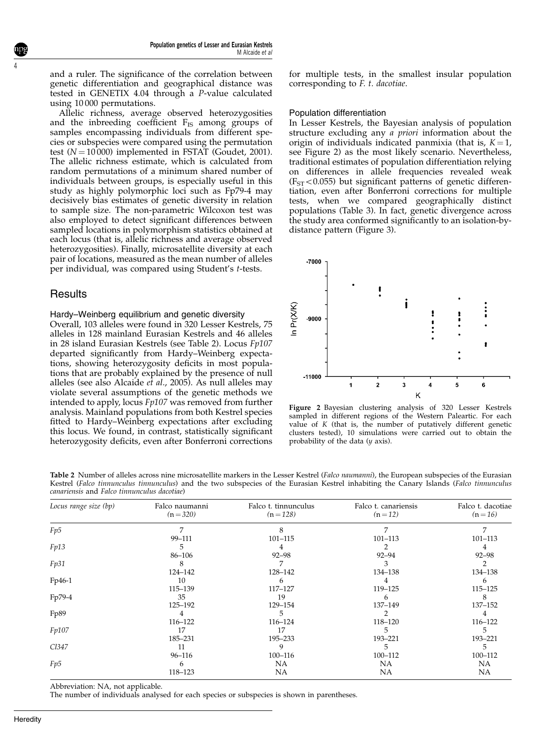and a ruler. The significance of the correlation between genetic differentiation and geographical distance was tested in GENETIX 4.04 through a *P*-value calculated using 10 000 permutations.

Allelic richness, average observed heterozygosities and the inbreeding coefficient $F_{IS}$ among groups of samples encompassing individuals from different species or subspecies were compared using the permutation test ($N = 10\,000$) implemented in FSTAT (Goudet, 2001). The allelic richness estimate, which is calculated from random permutations of a minimum shared number of individuals between groups, is especially useful in this study as highly polymorphic loci such as Fp79-4 may decisively bias estimates of genetic diversity in relation to sample size. The non-parametric Wilcoxon test was also employed to detect significant differences between sampled locations in polymorphism statistics obtained at each locus (that is, allelic richness and average observed heterozygosities). Finally, microsatellite diversity at each pair of locations, measured as the mean number of alleles per individual, was compared using Student's *t*-tests.

## Results

### Hardy–Weinberg equilibrium and genetic diversity

Overall, 103 alleles were found in 320 Lesser Kestrels, 75 alleles in 128 mainland Eurasian Kestrels and 46 alleles in 28 island Eurasian Kestrels (see Table 2). Locus *Fp107* departed significantly from Hardy–Weinberg expectations, showing heterozygosity deficits in most populations that are probably explained by the presence of null alleles (see also Alcaide *et al*., 2005). As null alleles may violate several assumptions of the genetic methods we intended to apply, locus *Fp107* was removed from further analysis. Mainland populations from both Kestrel species fitted to Hardy–Weinberg expectations after excluding this locus. We found, in contrast, statistically significant heterozygosity deficits, even after Bonferroni corrections for multiple tests, in the smallest insular population corresponding to *F. t. dacotiae*.

### Population differentiation

In Lesser Kestrels, the Bayesian analysis of population structure excluding any *a priori* information about the origin of individuals indicated panmixia (that is, $K = 1$, see Figure 2) as the most likely scenario. Nevertheless, traditional estimates of population differentiation relying on differences in allele frequencies revealed weak ($F_{ST} < 0.055$) but significant patterns of genetic differentiation, even after Bonferroni corrections for multiple tests, when we compared geographically distinct populations (Table 3). In fact, genetic divergence across the study area conformed significantly to an isolation-by-distance pattern (Figure 3).

**Figure 2** Bayesian clustering analysis of 320 Lesser Kestrels sampled in different regions of the Western Paleartic. For each value of *K* (that is, the number of putatively different genetic clusters tested), 10 simulations were carried out to obtain the probability of the data (*y* axis).

**Table 2** Number of alleles across nine microsatellite markers in the Lesser Kestrel (*Falco naumanni*), the European subspecies of the Eurasian Kestrel (*Falco tinnunculus tinnunculus*) and the two subspecies of the Eurasian Kestrel inhabiting the Canary Islands (*Falco tinnunculus canariensis* and *Falco tinnunculus dacotiae*)

| *Locus range size (bp)* | Falco naumanni (n = 320) | Falco t. tinnunculus (n = 128) | Falco t. canariensis (n = 12) | Falco t. dacotiae (n = 16) |
|---|---|---|---|---|
| *Fp5* | 7 | 8 | 7 | 7 |
| | 99–111 | 101–115 | 101–113 | 101–113 |
| *Fp13* | 5 | 4 | 2 | 4 |
| | 86–106 | 92–98 | 92–94 | 92–98 |
| *Fp31* | 8 | 7 | 3 | 2 |
| | 124–142 | 128–142 | 134–138 | 134–138 |
| Fp46-1 | 10 | 6 | 4 | 6 |
| | 115–139 | 117–127 | 119–125 | 115–125 |
| Fp79-4 | 35 | 19 | 6 | 8 |
| | 125–192 | 129–154 | 137–149 | 137–152 |
| Fp89 | 4 | 5 | 2 | 4 |
| | 116–122 | 116–124 | 118–120 | 116–122 |
| *Fp107* | 17 | 17 | 5 | 5 |
| | 185–231 | 195–233 | 193–221 | 193–221 |
| *Cl347* | 11 | 9 | 5 | 5 |
| | 96–116 | 100–116 | 100–112 | 100–112 |
| *Fp5* | 6 | NA | NA | NA |
| | 118–123 | NA | NA | NA |

Abbreviation: NA, not applicable.
The number of individuals analysed for each species or subspecies is shown in parentheses.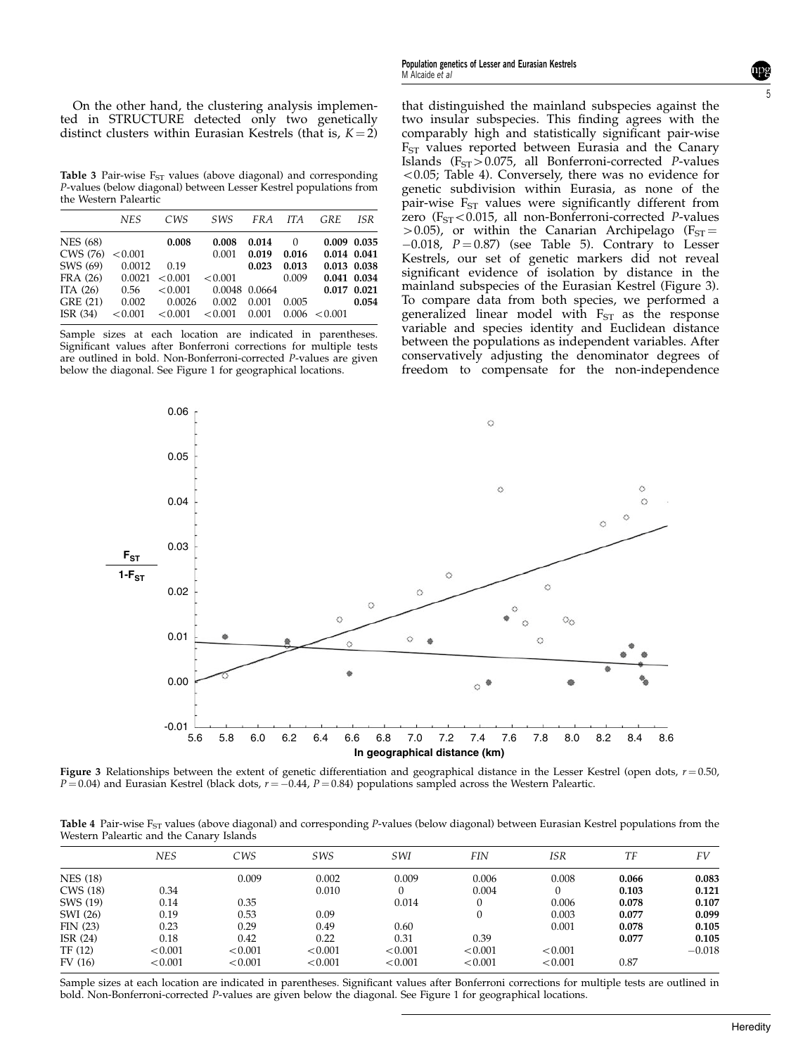On the other hand, the clustering analysis implemented in STRUCTURE detected only two genetically distinct clusters within Eurasian Kestrels (that is, $K = 2$) that distinguished the mainland subspecies against the two insular subspecies. This finding agrees with the comparably high and statistically significant pair-wise $F_{ST}$ values reported between Eurasia and the Canary Islands ($F_{ST} > 0.075$, all Bonferroni-corrected $P$-values $< 0.05$; Table 4). Conversely, there was no evidence for genetic subdivision within Eurasia, as none of the pair-wise $F_{ST}$ values were significantly different from zero ($F_{ST} < 0.015$, all non-Bonferroni-corrected $P$-values $> 0.05$), or within the Canarian Archipelago ($F_{ST} = -0.018$, $P = 0.87$) (see Table 5). Contrary to Lesser Kestrels, our set of genetic markers did not reveal significant evidence of isolation by distance in the mainland subspecies of the Eurasian Kestrel (Figure 3). To compare data from both species, we performed a generalized linear model with $F_{ST}$ as the response variable and species identity and Euclidean distance between the populations as independent variables. After conservatively adjusting the denominator degrees of freedom to compensate for the non-independence

**Table 3** Pair-wise $F_{ST}$ values (above diagonal) and corresponding $P$-values (below diagonal) between Lesser Kestrel populations from the Western Paleartic

| | NES | CWS | SWS | FRA | ITA | GRE | ISR |
|---|---|---|---|---|---|---|---|
| NES (68) | | **0.008** | **0.008** | **0.014** | 0 | **0.009** | **0.035** |
| CWS (76) | <0.001 | | 0.001 | **0.019** | **0.016** | **0.014** | **0.041** |
| SWS (69) | 0.0012 | 0.19 | | **0.023** | **0.013** | **0.013** | **0.038** |
| FRA (26) | 0.0021 | <0.001 | <0.001 | | 0.009 | **0.041** | **0.034** |
| ITA (26) | 0.56 | <0.001 | 0.0048 | 0.0664 | | **0.017** | **0.021** |
| GRE (21) | 0.002 | 0.0026 | 0.002 | 0.001 | 0.005 | | **0.054** |
| ISR (34) | <0.001 | <0.001 | <0.001 | 0.001 | 0.006 | <0.001 | |

Sample sizes at each location are indicated in parentheses. Significant values after Bonferroni corrections for multiple tests are outlined in bold. Non-Bonferroni-corrected $P$-values are given below the diagonal. See Figure 1 for geographical locations.

Figure 3 Relationships between the extent of genetic differentiation and geographical distance in the Lesser Kestrel (open dots, $r = 0.50$, $P = 0.04$) and Eurasian Kestrel (black dots, $r = -0.44$, $P = 0.84$) populations sampled across the Western Paleartic.

**Table 4** Pair-wise $F_{ST}$ values (above diagonal) and corresponding $P$-values (below diagonal) between Eurasian Kestrel populations from the Western Paleartic and the Canary Islands

| | NES | CWS | SWS | SWI | FIN | ISR | TF | FV |
|---|---|---|---|---|---|---|---|---|
| NES (18) | | 0.009 | 0.002 | 0.009 | 0.006 | 0.008 | **0.066** | **0.083** |
| CWS (18) | 0.34 | | 0.010 | 0 | 0.004 | 0 | **0.103** | **0.121** |
| SWS (19) | 0.14 | 0.35 | | 0.014 | 0 | 0.006 | **0.078** | **0.107** |
| SWI (26) | 0.19 | 0.53 | 0.09 | | 0 | 0.003 | **0.077** | **0.099** |
| FIN (23) | 0.23 | 0.29 | 0.49 | 0.60 | | 0.001 | **0.078** | **0.105** |
| ISR (24) | 0.18 | 0.42 | 0.22 | 0.31 | 0.39 | | **0.077** | **0.105** |
| TF (12) | <0.001 | <0.001 | <0.001 | <0.001 | <0.001 | <0.001 | | −0.018 |
| FV (16) | <0.001 | <0.001 | <0.001 | <0.001 | <0.001 | <0.001 | 0.87 | |

Sample sizes at each location are indicated in parentheses. Significant values after Bonferroni corrections for multiple tests are outlined in bold. Non-Bonferroni-corrected $P$-values are given below the diagonal. See Figure 1 for geographical locations.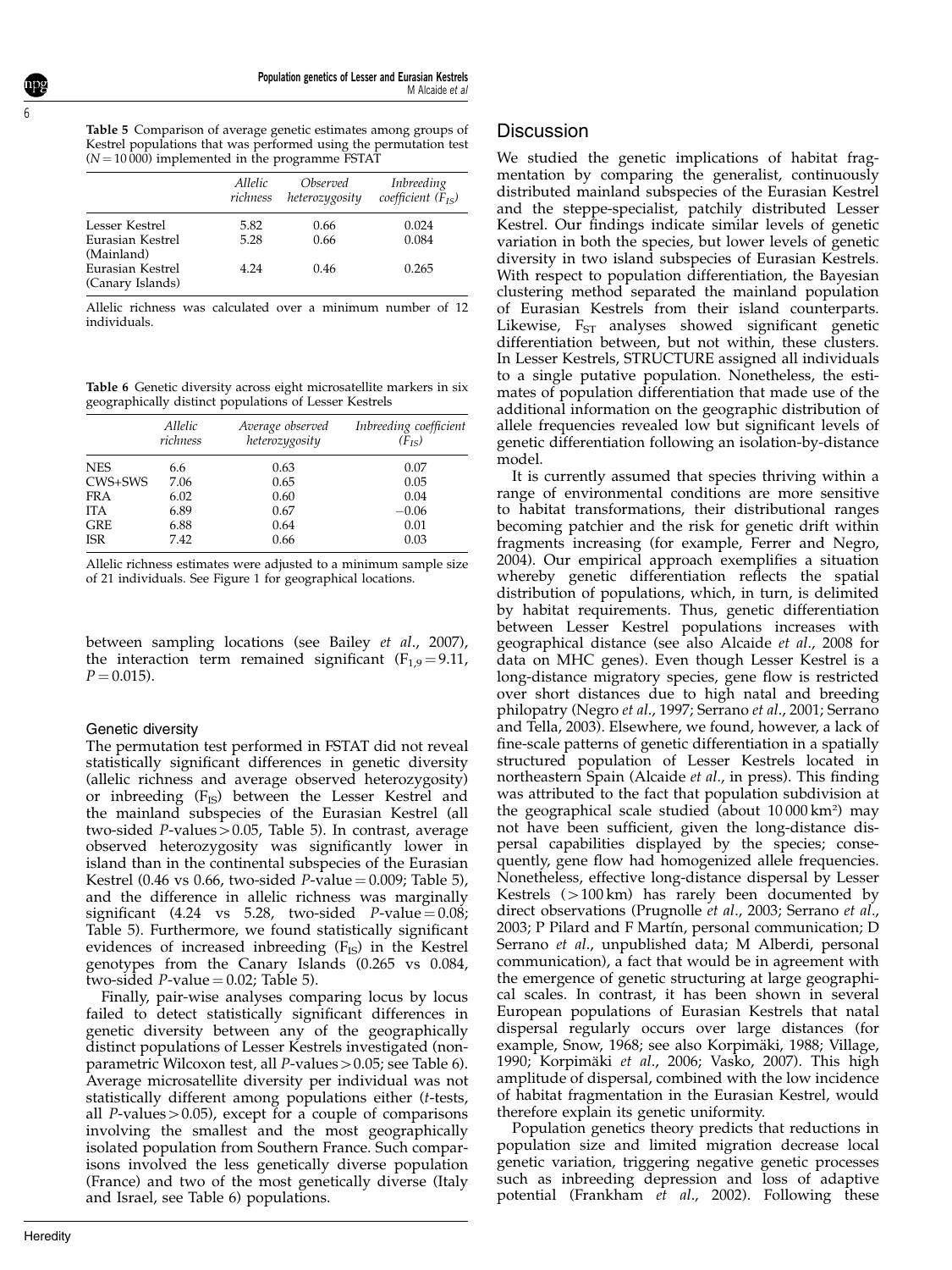**Table 5** Comparison of average genetic estimates among groups of Kestrel populations that was performed using the permutation test ($N = 10\,000$) implemented in the programme FSTAT

| | *Allelic richness* | *Observed heterozygosity* | *Inbreeding coefficient ($F_{IS}$)* |
|---|---|---|---|
| Lesser Kestrel | 5.82 | 0.66 | 0.024 |
| Eurasian Kestrel (Mainland) | 5.28 | 0.66 | 0.084 |
| Eurasian Kestrel (Canary Islands) | 4.24 | 0.46 | 0.265 |

Allelic richness was calculated over a minimum number of 12 individuals.

**Table 6** Genetic diversity across eight microsatellite markers in six geographically distinct populations of Lesser Kestrels

| | *Allelic richness* | *Average observed heterozygosity* | *Inbreeding coefficient ($F_{IS}$)* |
|---|---|---|---|
| NES | 6.6 | 0.63 | 0.07 |
| CWS+SWS | 7.06 | 0.65 | 0.05 |
| FRA | 6.02 | 0.60 | 0.04 |
| ITA | 6.89 | 0.67 | −0.06 |
| GRE | 6.88 | 0.64 | 0.01 |
| ISR | 7.42 | 0.66 | 0.03 |

Allelic richness estimates were adjusted to a minimum sample size of 21 individuals. See Figure 1 for geographical locations.

between sampling locations (see Bailey *et al*., 2007), the interaction term remained significant ($F_{1,9} = 9.11$, $P = 0.015$).

### Genetic diversity

The permutation test performed in FSTAT did not reveal statistically significant differences in genetic diversity (allelic richness and average observed heterozygosity) or inbreeding ($F_{IS}$) between the Lesser Kestrel and the mainland subspecies of the Eurasian Kestrel (all two-sided $P$-values $> 0.05$, Table 5). In contrast, average observed heterozygosity was significantly lower in island than in the continental subspecies of the Eurasian Kestrel (0.46 vs 0.66, two-sided $P$-value $= 0.009$; Table 5), and the difference in allelic richness was marginally significant (4.24 vs 5.28, two-sided $P$-value $= 0.08$; Table 5). Furthermore, we found statistically significant evidences of increased inbreeding ($F_{IS}$) in the Kestrel genotypes from the Canary Islands (0.265 vs 0.084, two-sided $P$-value $= 0.02$; Table 5).

Finally, pair-wise analyses comparing locus by locus failed to detect statistically significant differences in genetic diversity between any of the geographically distinct populations of Lesser Kestrels investigated (non-parametric Wilcoxon test, all $P$-values $> 0.05$; see Table 6). Average microsatellite diversity per individual was not statistically different among populations either ($t$-tests, all $P$-values $> 0.05$), except for a couple of comparisons involving the smallest and the most geographically isolated population from Southern France. Such comparisons involved the less genetically diverse population (France) and two of the most genetically diverse (Italy and Israel, see Table 6) populations.

## Discussion

We studied the genetic implications of habitat fragmentation by comparing the generalist, continuously distributed mainland subspecies of the Eurasian Kestrel and the steppe-specialist, patchily distributed Lesser Kestrel. Our findings indicate similar levels of genetic variation in both the species, but lower levels of genetic diversity in two island subspecies of Eurasian Kestrels. With respect to population differentiation, the Bayesian clustering method separated the mainland population of Eurasian Kestrels from their island counterparts. Likewise, $F_{ST}$ analyses showed significant genetic differentiation between, but not within, these clusters. In Lesser Kestrels, STRUCTURE assigned all individuals to a single putative population. Nonetheless, the estimates of population differentiation that made use of the additional information on the geographic distribution of allele frequencies revealed low but significant levels of genetic differentiation following an isolation-by-distance model.

It is currently assumed that species thriving within a range of environmental conditions are more sensitive to habitat transformations, their distributional ranges becoming patchier and the risk for genetic drift within fragments increasing (for example, Ferrer and Negro, 2004). Our empirical approach exemplifies a situation whereby genetic differentiation reflects the spatial distribution of populations, which, in turn, is delimited by habitat requirements. Thus, genetic differentiation between Lesser Kestrel populations increases with geographical distance (see also Alcaide *et al*., 2008 for data on MHC genes). Even though Lesser Kestrel is a long-distance migratory species, gene flow is restricted over short distances due to high natal and breeding philopatry (Negro *et al*., 1997; Serrano *et al*., 2001; Serrano and Tella, 2003). Elsewhere, we found, however, a lack of fine-scale patterns of genetic differentiation in a spatially structured population of Lesser Kestrels located in northeastern Spain (Alcaide *et al*., in press). This finding was attributed to the fact that population subdivision at the geographical scale studied (about 10 000 km²) may not have been sufficient, given the long-distance dispersal capabilities displayed by the species; consequently, gene flow had homogenized allele frequencies. Nonetheless, effective long-distance dispersal by Lesser Kestrels (>100 km) has rarely been documented by direct observations (Prugnolle *et al*., 2003; Serrano *et al*., 2003; P Pilard and F Martín, personal communication; D Serrano *et al*., unpublished data; M Alberdi, personal communication), a fact that would be in agreement with the emergence of genetic structuring at large geographical scales. In contrast, it has been shown in several European populations of Eurasian Kestrels that natal dispersal regularly occurs over large distances (for example, Snow, 1968; see also Korpimäki, 1988; Village, 1990; Korpimäki *et al*., 2006; Vasko, 2007). This high amplitude of dispersal, combined with the low incidence of habitat fragmentation in the Eurasian Kestrel, would therefore explain its genetic uniformity.

Population genetics theory predicts that reductions in population size and limited migration decrease local genetic variation, triggering negative genetic processes such as inbreeding depression and loss of adaptive potential (Frankham *et al*., 2002). Following these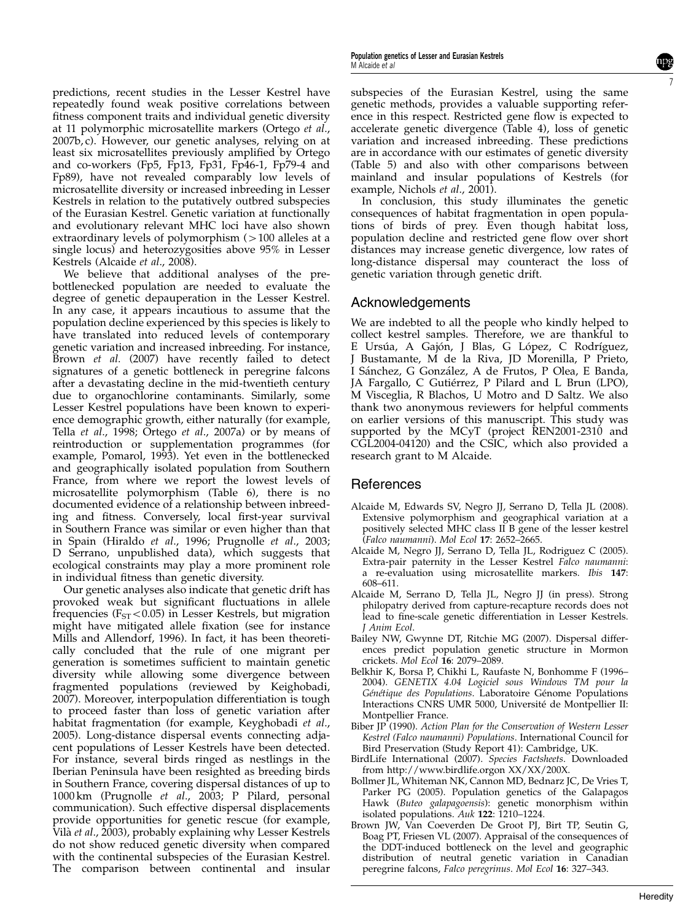predictions, recent studies in the Lesser Kestrel have repeatedly found weak positive correlations between fitness component traits and individual genetic diversity at 11 polymorphic microsatellite markers (Ortego *et al*., 2007b, c). However, our genetic analyses, relying on at least six microsatellites previously amplified by Ortego and co-workers (Fp5, Fp13, Fp31, Fp46-1, Fp79-4 and Fp89), have not revealed comparably low levels of microsatellite diversity or increased inbreeding in Lesser Kestrels in relation to the putatively outbred subspecies of the Eurasian Kestrel. Genetic variation at functionally and evolutionary relevant MHC loci have also shown extraordinary levels of polymorphism (>100 alleles at a single locus) and heterozygosities above 95% in Lesser Kestrels (Alcaide *et al*., 2008).

We believe that additional analyses of the pre-bottlenecked population are needed to evaluate the degree of genetic depauperation in the Lesser Kestrel. In any case, it appears incautious to assume that the population decline experienced by this species is likely to have translated into reduced levels of contemporary genetic variation and increased inbreeding. For instance, Brown *et al*. (2007) have recently failed to detect signatures of a genetic bottleneck in peregrine falcons after a devastating decline in the mid-twentieth century due to organochlorine contaminants. Similarly, some Lesser Kestrel populations have been known to experience demographic growth, either naturally (for example, Tella *et al*., 1998; Ortego *et al*., 2007a) or by means of reintroduction or supplementation programmes (for example, Pomarol, 1993). Yet even in the bottlenecked and geographically isolated population from Southern France, from where we report the lowest levels of microsatellite polymorphism (Table 6), there is no documented evidence of a relationship between inbreeding and fitness. Conversely, local first-year survival in Southern France was similar or even higher than that in Spain (Hiraldo *et al*., 1996; Prugnolle *et al*., 2003; D Serrano, unpublished data), which suggests that ecological constraints may play a more prominent role in individual fitness than genetic diversity.

Our genetic analyses also indicate that genetic drift has provoked weak but significant fluctuations in allele frequencies ($F_{ST}<0.05$) in Lesser Kestrels, but migration might have mitigated allele fixation (see for instance Mills and Allendorf, 1996). In fact, it has been theoretically concluded that the rule of one migrant per generation is sometimes sufficient to maintain genetic diversity while allowing some divergence between fragmented populations (reviewed by Keighobadi, 2007). Moreover, interpopulation differentiation is tough to proceed faster than loss of genetic variation after habitat fragmentation (for example, Keyghobadi *et al*., 2005). Long-distance dispersal events connecting adjacent populations of Lesser Kestrels have been detected. For instance, several birds ringed as nestlings in the Iberian Peninsula have been resighted as breeding birds in Southern France, covering dispersal distances of up to 1000 km (Prugnolle *et al*., 2003; P Pilard, personal communication). Such effective dispersal displacements provide opportunities for genetic rescue (for example, Vilà *et al*., 2003), probably explaining why Lesser Kestrels do not show reduced genetic diversity when compared with the continental subspecies of the Eurasian Kestrel. The comparison between continental and insular subspecies of the Eurasian Kestrel, using the same genetic methods, provides a valuable supporting reference in this respect. Restricted gene flow is expected to accelerate genetic divergence (Table 4), loss of genetic variation and increased inbreeding. These predictions are in accordance with our estimates of genetic diversity (Table 5) and also with other comparisons between mainland and insular populations of Kestrels (for example, Nichols *et al*., 2001).

In conclusion, this study illuminates the genetic consequences of habitat fragmentation in open populations of birds of prey. Even though habitat loss, population decline and restricted gene flow over short distances may increase genetic divergence, low rates of long-distance dispersal may counteract the loss of genetic variation through genetic drift.

## Acknowledgements

We are indebted to all the people who kindly helped to collect kestrel samples. Therefore, we are thankful to E Ursúa, A Gajón, J Blas, G López, C Rodríguez, J Bustamante, M de la Riva, JD Morenilla, P Prieto, I Sánchez, G González, A de Frutos, P Olea, E Banda, JA Fargallo, C Gutiérrez, P Pilard and L Brun (LPO), M Visceglia, R Blachos, U Motro and D Saltz. We also thank two anonymous reviewers for helpful comments on earlier versions of this manuscript. This study was supported by the MCyT (project REN2001-2310 and CGL2004-04120) and the CSIC, which also provided a research grant to M Alcaide.

## References

Alcaide M, Edwards SV, Negro JJ, Serrano D, Tella JL (2008). Extensive polymorphism and geographical variation at a positively selected MHC class II B gene of the lesser kestrel (*Falco naumanni*). *Mol Ecol* **17**: 2652–2665.

Alcaide M, Negro JJ, Serrano D, Tella JL, Rodriguez C (2005). Extra-pair paternity in the Lesser Kestrel *Falco naumanni*: a re-evaluation using microsatellite markers. *Ibis* **147**: 608–611.

Alcaide M, Serrano D, Tella JL, Negro JJ (in press). Strong philopatry derived from capture-recapture records does not lead to fine-scale genetic differentiation in Lesser Kestrels. *J Anim Ecol*.

Bailey NW, Gwynne DT, Ritchie MG (2007). Dispersal differences predict population genetic structure in Mormon crickets. *Mol Ecol* **16**: 2079–2089.

Belkhir K, Borsa P, Chikhi L, Raufaste N, Bonhomme F (1996–2004). *GENETIX 4.04 Logiciel sous Windows TM pour la Génétique des Populations*. Laboratoire Génome Populations Interactions CNRS UMR 5000, Université de Montpellier II: Montpellier France.

Biber JP (1990). *Action Plan for the Conservation of Western Lesser Kestrel (Falco naumanni) Populations*. International Council for Bird Preservation (Study Report 41): Cambridge, UK.

BirdLife International (2007). *Species Factsheets*. Downloaded from http://www.birdlife.orgon XX/XX/200X.

Bollmer JL, Whiteman NK, Cannon MD, Bednarz JC, De Vries T, Parker PG (2005). Population genetics of the Galapagos Hawk (*Buteo galapagoensis*): genetic monorphism within isolated populations. *Auk* **122**: 1210–1224.

Brown JW, Van Coeverden De Groot PJ, Birt TP, Seutin G, Boag PT, Friesen VL (2007). Appraisal of the consequences of the DDT-induced bottleneck on the level and geographic distribution of neutral genetic variation in Canadian peregrine falcons, *Falco peregrinus*. *Mol Ecol* **16**: 327–343.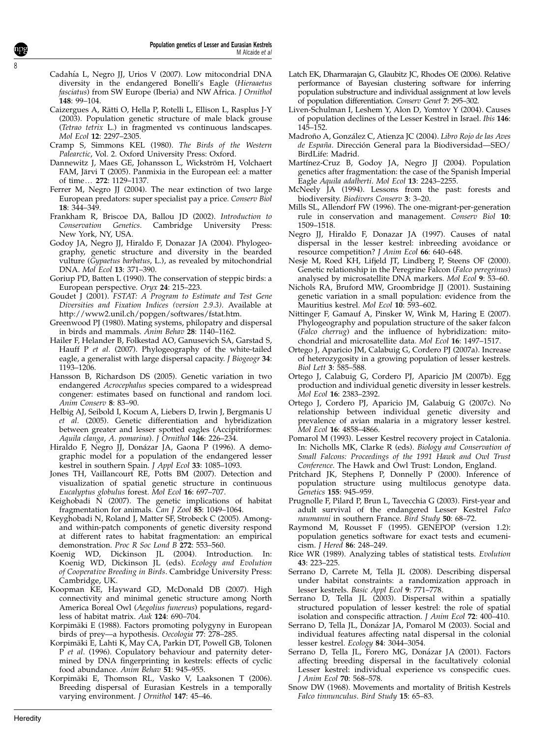Cadahía L, Negro JJ, Urios V (2007). Low mitocondrial DNA diversity in the endangered Bonelli's Eagle (*Hieraaetus fasciatus*) from SW Europe (Iberia) and NW Africa. *J Ornithol* **148**: 99–104.

Caizergues A, Rätti O, Hella P, Rotelli L, Ellison L, Rasplus J-Y (2003). Population genetic structure of male black grouse (*Tetrao tetrix* L.) in fragmented vs continuous landscapes. *Mol Ecol* **12**: 2297–2305.

Cramp S, Simmons KEL (1980). *The Birds of the Western Palearctic*, Vol. 2. Oxford University Press: Oxford.

Dannewitz J, Maes GE, Johansson L, Wickström H, Volchaert FAM, Järvi T (2005). Panmixia in the European eel: a matter of time… **272**: 1129–1137.

Ferrer M, Negro JJ (2004). The near extinction of two large European predators: super specialist pay a price. *Conserv Biol* **18**: 344–349.

Frankham R, Briscoe DA, Ballou JD (2002). *Introduction to Conservation Genetics*. Cambridge University Press: New York, NY, USA.

Godoy JA, Negro JJ, Hiraldo F, Donazar JA (2004). Phylogeography, genetic structure and diversity in the bearded vulture (*Gypaetus barbatus*, L.), as revealed by mitochondrial DNA. *Mol Ecol* **13**: 371–390.

Goriup PD, Batten L (1990). The conservation of steppic birds: a European perspective. *Oryx* **24**: 215–223.

Goudet J (2001). *FSTAT: A Program to Estimate and Test Gene Diversities and Fixation Indices (version 2.9.3)*. Available at http://www2.unil.ch/popgen/softwares/fstat.htm.

Greenwood PJ (1980). Mating systems, philopatry and dispersal in birds and mammals. *Anim Behav* **28**: 1140–1162.

Hailer F, Helander B, Folkestad AO, Ganusevich SA, Garstad S, Hauff P *et al*. (2007). Phylogeography of the white-tailed eagle, a generalist with large dispersal capacity. *J Biogeogr* **34**: 1193–1206.

Hansson B, Richardson DS (2005). Genetic variation in two endangered *Acrocephalus* species compared to a widespread congener: estimates based on functional and random loci. *Anim Conserv* **8**: 83–90.

Helbig AJ, Seibold I, Kocum A, Liebers D, Irwin J, Bergmanis U *et al*. (2005). Genetic differentiation and hybridization between greater and lesser spotted eagles (Accipitriformes: *Aquila clanga*, *A. pomarina*). *J Ornithol* **146**: 226–234.

Hiraldo F, Negro JJ, Donázar JA, Gaona P (1996). A demographic model for a population of the endangered lesser kestrel in southern Spain. *J Appl Ecol* **33**: 1085–1093.

Jones TH, Vaillancourt RE, Potts BM (2007). Detection and visualization of spatial genetic structure in continuous *Eucalyptus globulus* forest. *Mol Ecol* **16**: 697–707.

Keighobadi N (2007). The genetic implications of habitat fragmentation for animals. *Can J Zool* **85**: 1049–1064.

Keyghobadi N, Roland J, Matter SF, Strobeck C (2005). Among- and within-patch components of genetic diversity respond at different rates to habitat fragmentation: an empirical demonstration. *Proc R Soc Lond B* **272**: 553–560.

Koenig WD, Dickinson JL (2004). Introduction. In: Koenig WD, Dickinson JL (eds). *Ecology and Evolution of Cooperative Breeding in Birds*. Cambridge University Press: Cambridge, UK.

Koopman KE, Hayward GD, McDonald DB (2007). High connectivity and minimal genetic structure among North America Boreal Owl (*Aegolius funereus*) populations, regardless of habitat matrix. *Auk* **124**: 690–704.

Korpimäki E (1988). Factors promoting polygyny in European birds of prey—a hypothesis. *Oecologia* **77**: 278–285.

Korpimäki E, Lahti K, May CA, Parkin DT, Powell GB, Tolonen P *et al*. (1996). Copulatory behaviour and paternity determined by DNA fingerprinting in kestrels: effects of cyclic food abundance. *Anim Behav* **51**: 945–955.

Korpimäki E, Thomson RL, Vasko V, Laaksonen T (2006). Breeding dispersal of Eurasian Kestrels in a temporally varying environment. *J Ornithol* **147**: 45–46.

Latch EK, Dharmarajan G, Glaubitz JC, Rhodes OE (2006). Relative performance of Bayesian clustering software for inferring population substructure and individual assignment at low levels of population differentiation. *Conserv Genet* **7**: 295–302.

Liven-Schulman I, Leshem Y, Alon D, Yomtov Y (2004). Causes of population declines of the Lesser Kestrel in Israel. *Ibis* **146**: 145–152.

Madroño A, González C, Atienza JC (2004). *Libro Rojo de las Aves de España*. Dirección General para la Biodiversidad—SEO/BirdLife: Madrid.

Martínez-Cruz B, Godoy JA, Negro JJ (2004). Population genetics after fragmentation: the case of the Spanish Imperial Eagle *Aquila adalberti*. *Mol Ecol* **13**: 2243–2255.

McNeely JA (1994). Lessons from the past: forests and biodiversity. *Biodivers Conserv* **3**: 3–20.

Mills SL, Allendorf FW (1996). The one-migrant-per-generation rule in conservation and management. *Conserv Biol* **10**: 1509–1518.

Negro JJ, Hiraldo F, Donazar JA (1997). Causes of natal dispersal in the lesser kestrel: inbreeding avoidance or resource competition? *J Anim Ecol* **66**: 640–648.

Nesje M, Roed KH, Lifjeld JT, Lindberg P, Steens OF (2000). Genetic relationship in the Peregrine Falcon (*Falco peregrinus*) analysed by microsatellite DNA markers. *Mol Ecol* **9**: 53–60.

Nichols RA, Bruford MW, Groombridge JJ (2001). Sustaining genetic variation in a small population: evidence from the Mauritius kestrel. *Mol Ecol* **10**: 593–602.

Nittinger F, Gamauf A, Pinsker W, Wink M, Haring E (2007). Phylogeography and population structure of the saker falcon (*Falco cherrug*) and the influence of hybridization: mitochondrial and microsatellite data. *Mol Ecol* **16**: 1497–1517.

Ortego J, Aparicio JM, Calabuig G, Cordero PJ (2007a). Increase of heterozygosity in a growing population of lesser kestrels. *Biol Lett* **3**: 585–588.

Ortego J, Calabuig G, Cordero PJ, Aparicio JM (2007b). Egg production and individual genetic diversity in lesser kestrels. *Mol Ecol* **16**: 2383–2392.

Ortego J, Cordero PJ, Aparicio JM, Galabuig G (2007c). No relationship between individual genetic diversity and prevalence of avian malaria in a migratory lesser kestrel. *Mol Ecol* **16**: 4858–4866.

Pomarol M (1993). Lesser Kestrel recovery project in Catalonia. In: Nicholls MK, Clarke R (eds). *Biology and Conservation of Small Falcons: Proceedings of the 1991 Hawk and Owl Trust Conference*. The Hawk and Owl Trust: London, England.

Pritchard JK, Stephens P, Donnelly P (2000). Inference of population structure using multilocus genotype data. *Genetics* **155**: 945–959.

Prugnolle F, Pilard P, Brun L, Tavecchia G (2003). First-year and adult survival of the endangered Lesser Kestrel *Falco naumanni* in southern France. *Bird Study* **50**: 68–72.

Raymond M, Rousset F (1995). GENEPOP (version 1.2): population genetics software for exact tests and ecumenicism. *J Hered* **86**: 248–249.

Rice WR (1989). Analyzing tables of statistical tests. *Evolution* **43**: 223–225.

Serrano D, Carrete M, Tella JL (2008). Describing dispersal under habitat constraints: a randomization approach in lesser kestrels. *Basic Appl Ecol* **9**: 771–778.

Serrano D, Tella JL (2003). Dispersal within a spatially structured population of lesser kestrel: the role of spatial isolation and conspecific attraction. *J Anim Ecol* **72**: 400–410.

Serrano D, Tella JL, Donázar JA, Pomarol M (2003). Social and individual features affecting natal dispersal in the colonial lesser kestrel. *Ecology* **84**: 3044–3054.

Serrano D, Tella JL, Forero MG, Donázar JA (2001). Factors affecting breeding dispersal in the facultatively colonial Lesser kestrel: individual experience vs conspecific cues. *J Anim Ecol* **70**: 568–578.

Snow DW (1968). Movements and mortality of British Kestrels *Falco tinnunculus*. *Bird Study* **15**: 65–83.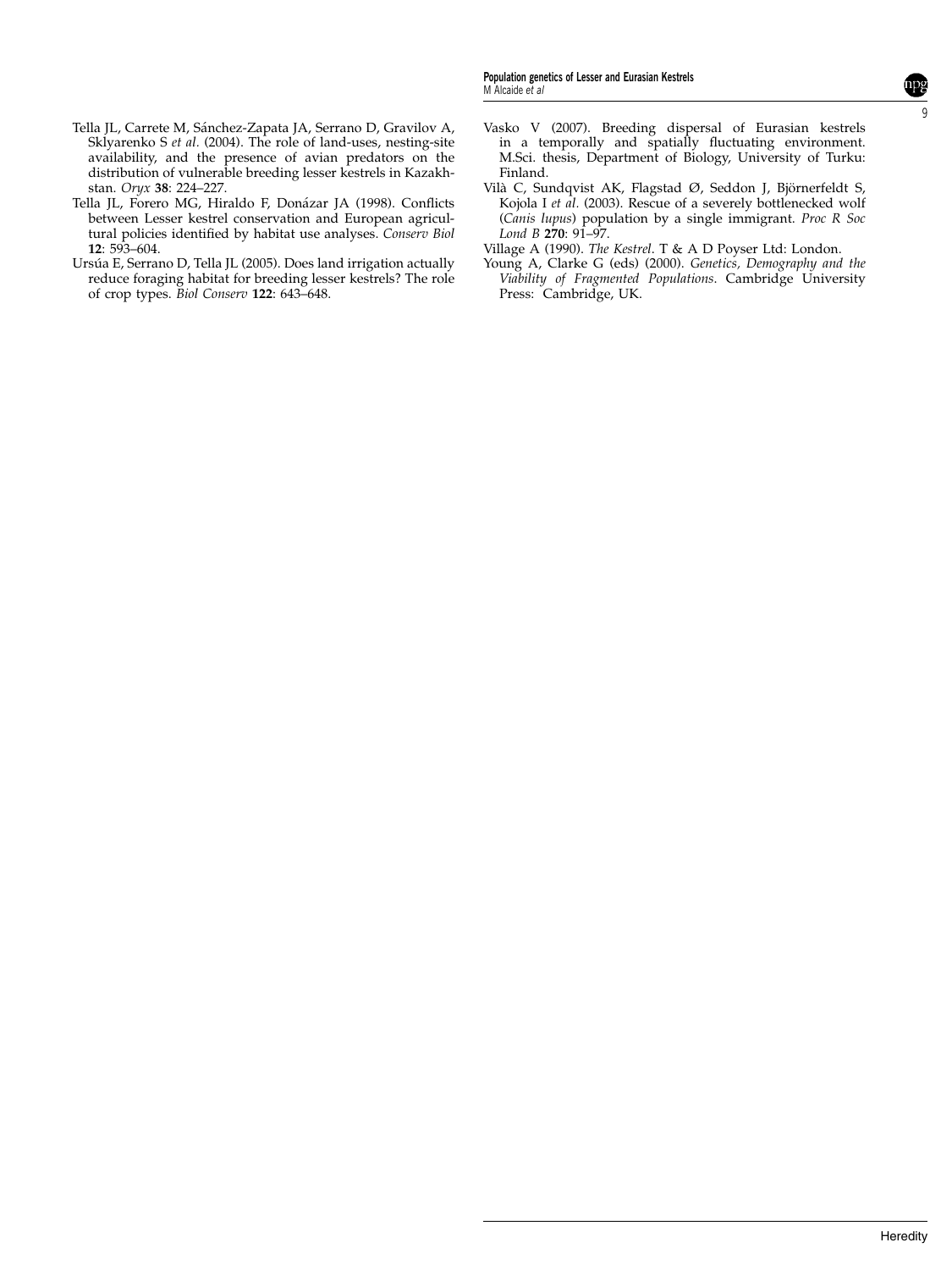Tella JL, Carrete M, Sánchez-Zapata JA, Serrano D, Gravilov A, Sklyarenko S *et al*. (2004). The role of land-uses, nesting-site availability, and the presence of avian predators on the distribution of vulnerable breeding lesser kestrels in Kazakhstan. *Oryx* **38**: 224–227.

Tella JL, Forero MG, Hiraldo F, Donázar JA (1998). Conflicts between Lesser kestrel conservation and European agricultural policies identified by habitat use analyses. *Conserv Biol* **12**: 593–604.

Ursúa E, Serrano D, Tella JL (2005). Does land irrigation actually reduce foraging habitat for breeding lesser kestrels? The role of crop types. *Biol Conserv* **122**: 643–648.

Vasko V (2007). Breeding dispersal of Eurasian kestrels in a temporally and spatially fluctuating environment. M.Sci. thesis, Department of Biology, University of Turku: Finland.

Vilà C, Sundqvist AK, Flagstad Ø, Seddon J, Björnerfeldt S, Kojola I *et al*. (2003). Rescue of a severely bottlenecked wolf (*Canis lupus*) population by a single immigrant. *Proc R Soc Lond B* **270**: 91–97.

Village A (1990). *The Kestrel*. T & A D Poyser Ltd: London.

Young A, Clarke G (eds) (2000). *Genetics, Demography and the Viability of Fragmented Populations*. Cambridge University Press: Cambridge, UK.